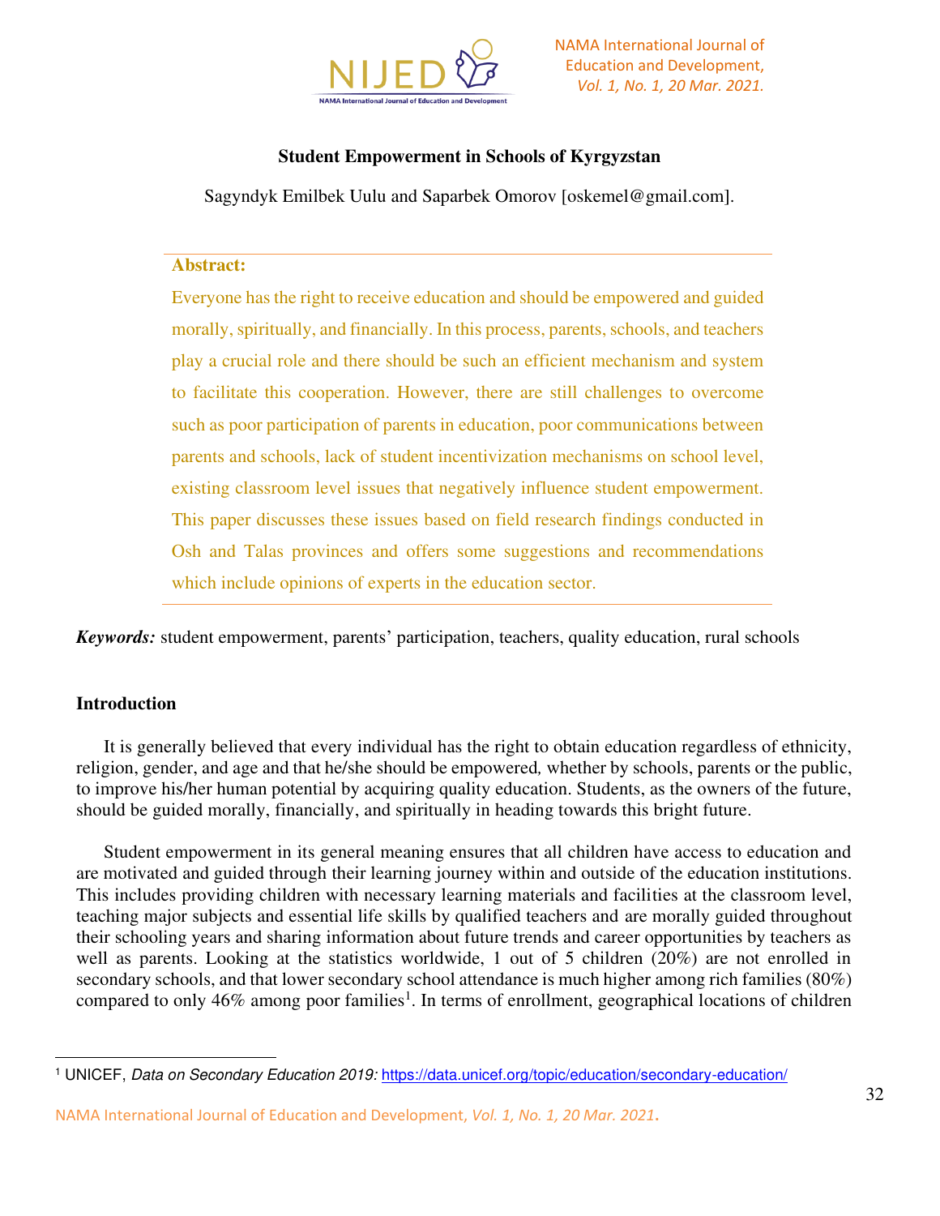# Student Empowerment in Schools of Kyrgyzstan

Sagyndyk Emilbek Uulu and Saparbek Omorov [oskemel@gmail.com].

**Abstract:**

Everyone has the right to receive education and should be empowered and guided morally, spiritually, and financially. In this process, parents, schools, and teachers play a crucial role and there should be such an efficient mechanism and system to facilitate this cooperation. However, there are still challenges to overcome such as poor participation of parents in education, poor communications between parents and schools, lack of student incentivization mechanisms on school level, existing classroom level issues that negatively influence student empowerment. This paper discusses these issues based on field research findings conducted in Osh and Talas provinces and offers some suggestions and recommendations which include opinions of experts in the education sector.

***Keywords:*** student empowerment, parents' participation, teachers, quality education, rural schools

## Introduction

It is generally believed that every individual has the right to obtain education regardless of ethnicity, religion, gender, and age and that he/she should be empowered, whether by schools, parents or the public, to improve his/her human potential by acquiring quality education. Students, as the owners of the future, should be guided morally, financially, and spiritually in heading towards this bright future.

Student empowerment in its general meaning ensures that all children have access to education and are motivated and guided through their learning journey within and outside of the education institutions. This includes providing children with necessary learning materials and facilities at the classroom level, teaching major subjects and essential life skills by qualified teachers and are morally guided throughout their schooling years and sharing information about future trends and career opportunities by teachers as well as parents. Looking at the statistics worldwide, 1 out of 5 children (20%) are not enrolled in secondary schools, and that lower secondary school attendance is much higher among rich families (80%) compared to only 46% among poor families[1]. In terms of enrollment, geographical locations of children

---

[1] UNICEF, *Data on Secondary Education 2019:* https://data.unicef.org/topic/education/secondary-education/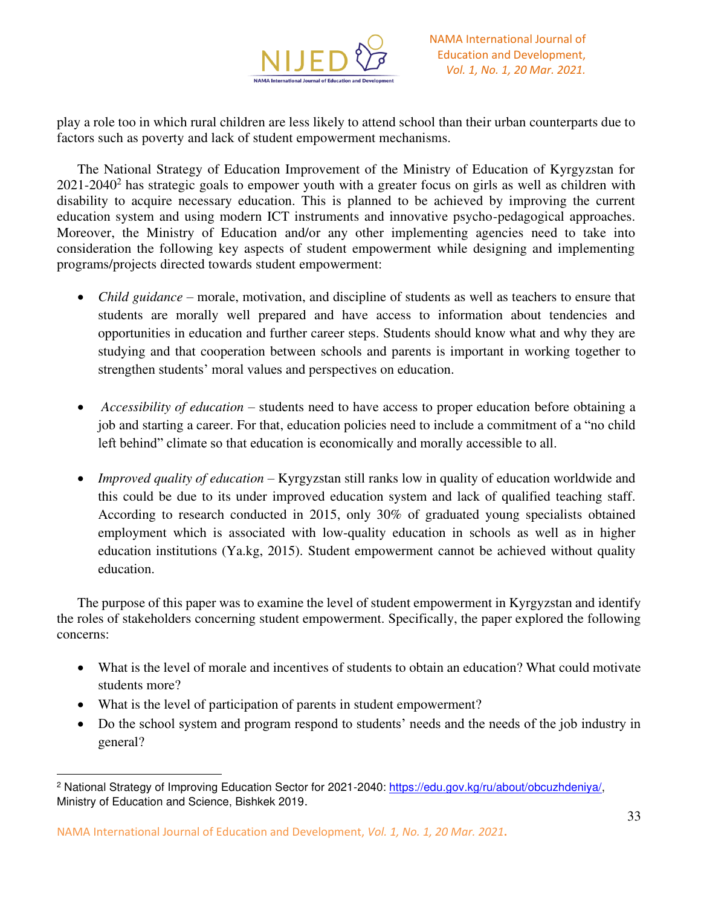play a role too in which rural children are less likely to attend school than their urban counterparts due to factors such as poverty and lack of student empowerment mechanisms.

The National Strategy of Education Improvement of the Ministry of Education of Kyrgyzstan for 2021-2040[2] has strategic goals to empower youth with a greater focus on girls as well as children with disability to acquire necessary education. This is planned to be achieved by improving the current education system and using modern ICT instruments and innovative psycho-pedagogical approaches. Moreover, the Ministry of Education and/or any other implementing agencies need to take into consideration the following key aspects of student empowerment while designing and implementing programs/projects directed towards student empowerment:

- *Child guidance* – morale, motivation, and discipline of students as well as teachers to ensure that students are morally well prepared and have access to information about tendencies and opportunities in education and further career steps. Students should know what and why they are studying and that cooperation between schools and parents is important in working together to strengthen students' moral values and perspectives on education.

- *Accessibility of education* – students need to have access to proper education before obtaining a job and starting a career. For that, education policies need to include a commitment of a "no child left behind" climate so that education is economically and morally accessible to all.

- *Improved quality of education* – Kyrgyzstan still ranks low in quality of education worldwide and this could be due to its under improved education system and lack of qualified teaching staff. According to research conducted in 2015, only 30% of graduated young specialists obtained employment which is associated with low-quality education in schools as well as in higher education institutions (Ya.kg, 2015). Student empowerment cannot be achieved without quality education.

The purpose of this paper was to examine the level of student empowerment in Kyrgyzstan and identify the roles of stakeholders concerning student empowerment. Specifically, the paper explored the following concerns:

- What is the level of morale and incentives of students to obtain an education? What could motivate students more?
- What is the level of participation of parents in student empowerment?
- Do the school system and program respond to students' needs and the needs of the job industry in general?

---

[2] National Strategy of Improving Education Sector for 2021-2040: https://edu.gov.kg/ru/about/obcuzhdeniya/, Ministry of Education and Science, Bishkek 2019.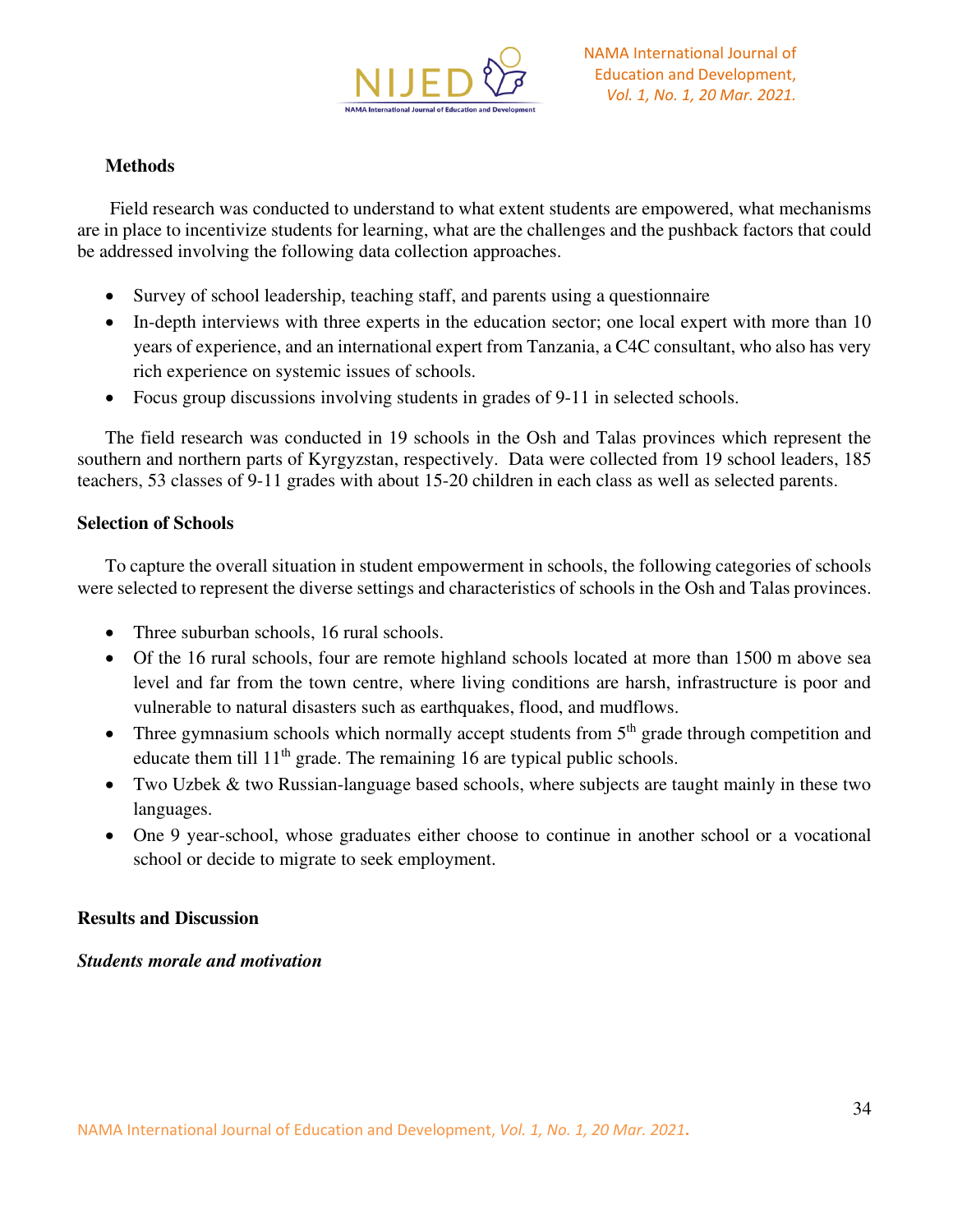## Methods

Field research was conducted to understand to what extent students are empowered, what mechanisms are in place to incentivize students for learning, what are the challenges and the pushback factors that could be addressed involving the following data collection approaches.

- Survey of school leadership, teaching staff, and parents using a questionnaire
- In-depth interviews with three experts in the education sector; one local expert with more than 10 years of experience, and an international expert from Tanzania, a C4C consultant, who also has very rich experience on systemic issues of schools.
- Focus group discussions involving students in grades of 9-11 in selected schools.

The field research was conducted in 19 schools in the Osh and Talas provinces which represent the southern and northern parts of Kyrgyzstan, respectively. Data were collected from 19 school leaders, 185 teachers, 53 classes of 9-11 grades with about 15-20 children in each class as well as selected parents.

## Selection of Schools

To capture the overall situation in student empowerment in schools, the following categories of schools were selected to represent the diverse settings and characteristics of schools in the Osh and Talas provinces.

- Three suburban schools, 16 rural schools.
- Of the 16 rural schools, four are remote highland schools located at more than 1500 m above sea level and far from the town centre, where living conditions are harsh, infrastructure is poor and vulnerable to natural disasters such as earthquakes, flood, and mudflows.
- Three gymnasium schools which normally accept students from 5th grade through competition and educate them till 11th grade. The remaining 16 are typical public schools.
- Two Uzbek & two Russian-language based schools, where subjects are taught mainly in these two languages.
- One 9 year-school, whose graduates either choose to continue in another school or a vocational school or decide to migrate to seek employment.

## Results and Discussion

### *Students morale and motivation*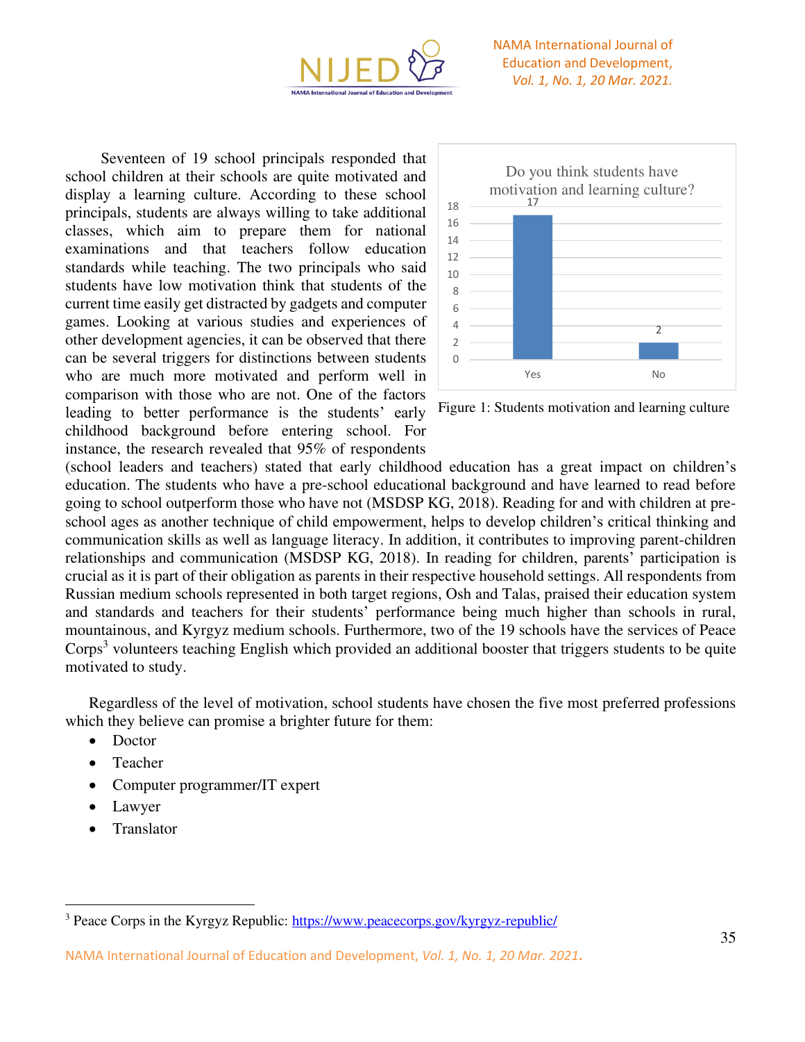Seventeen of 19 school principals responded that school children at their schools are quite motivated and display a learning culture. According to these school principals, students are always willing to take additional classes, which aim to prepare them for national examinations and that teachers follow education standards while teaching. The two principals who said students have low motivation think that students of the current time easily get distracted by gadgets and computer games. Looking at various studies and experiences of other development agencies, it can be observed that there can be several triggers for distinctions between students who are much more motivated and perform well in comparison with those who are not. One of the factors leading to better performance is the students' early childhood background before entering school. For instance, the research revealed that 95% of respondents (school leaders and teachers) stated that early childhood education has a great impact on children's education. The students who have a pre-school educational background and have learned to read before going to school outperform those who have not (MSDSP KG, 2018). Reading for and with children at pre-school ages as another technique of child empowerment, helps to develop children's critical thinking and communication skills as well as language literacy. In addition, it contributes to improving parent-children relationships and communication (MSDSP KG, 2018). In reading for children, parents' participation is crucial as it is part of their obligation as parents in their respective household settings. All respondents from Russian medium schools represented in both target regions, Osh and Talas, praised their education system and standards and teachers for their students' performance being much higher than schools in rural, mountainous, and Kyrgyz medium schools. Furthermore, two of the 19 schools have the services of Peace Corps[3] volunteers teaching English which provided an additional booster that triggers students to be quite motivated to study.

Figure 1: Students motivation and learning culture

Regardless of the level of motivation, school students have chosen the five most preferred professions which they believe can promise a brighter future for them:

- Doctor
- Teacher
- Computer programmer/IT expert
- Lawyer
- Translator

[3] Peace Corps in the Kyrgyz Republic: https://www.peacecorps.gov/kyrgyz-republic/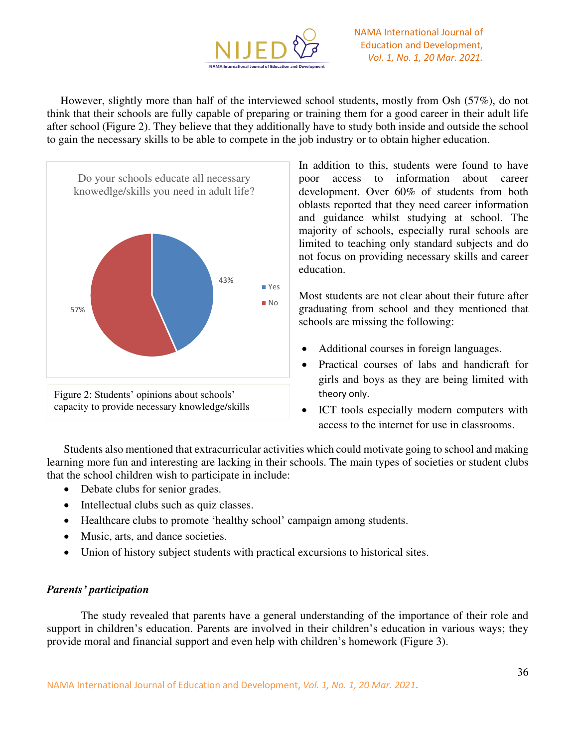However, slightly more than half of the interviewed school students, mostly from Osh (57%), do not think that their schools are fully capable of preparing or training them for a good career in their adult life after school (Figure 2). They believe that they additionally have to study both inside and outside the school to gain the necessary skills to be able to compete in the job industry or to obtain higher education.

Figure 2: Students' opinions about schools' capacity to provide necessary knowledge/skills

In addition to this, students were found to have poor access to information about career development. Over 60% of students from both oblasts reported that they need career information and guidance whilst studying at school. The majority of schools, especially rural schools are limited to teaching only standard subjects and do not focus on providing necessary skills and career education.

Most students are not clear about their future after graduating from school and they mentioned that schools are missing the following:

- Additional courses in foreign languages.
- Practical courses of labs and handicraft for girls and boys as they are being limited with theory only.
- ICT tools especially modern computers with access to the internet for use in classrooms.

Students also mentioned that extracurricular activities which could motivate going to school and making learning more fun and interesting are lacking in their schools. The main types of societies or student clubs that the school children wish to participate in include:

- Debate clubs for senior grades.
- Intellectual clubs such as quiz classes.
- Healthcare clubs to promote 'healthy school' campaign among students.
- Music, arts, and dance societies.
- Union of history subject students with practical excursions to historical sites.

### *Parents' participation*

The study revealed that parents have a general understanding of the importance of their role and support in children's education. Parents are involved in their children's education in various ways; they provide moral and financial support and even help with children's homework (Figure 3).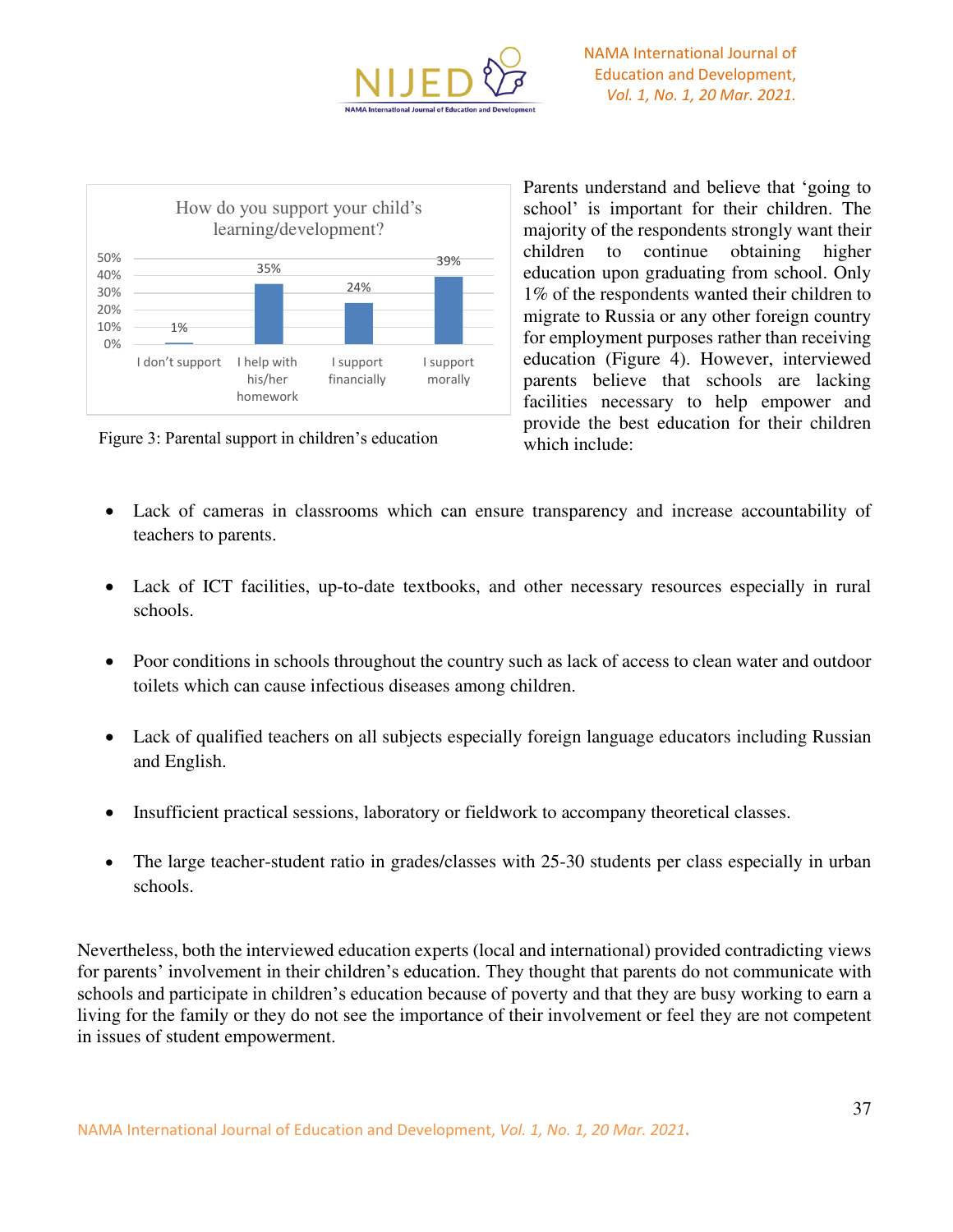How do you support your child's learning/development?

| | I don't support | I help with his/her homework | I support financially | I support morally |
|---|---|---|---|---|
| | 1% | 35% | 24% | 39% |

Figure 3: Parental support in children's education

Parents understand and believe that 'going to school' is important for their children. The majority of the respondents strongly want their children to continue obtaining higher education upon graduating from school. Only 1% of the respondents wanted their children to migrate to Russia or any other foreign country for employment purposes rather than receiving education (Figure 4). However, interviewed parents believe that schools are lacking facilities necessary to help empower and provide the best education for their children which include:

- Lack of cameras in classrooms which can ensure transparency and increase accountability of teachers to parents.
- Lack of ICT facilities, up-to-date textbooks, and other necessary resources especially in rural schools.
- Poor conditions in schools throughout the country such as lack of access to clean water and outdoor toilets which can cause infectious diseases among children.
- Lack of qualified teachers on all subjects especially foreign language educators including Russian and English.
- Insufficient practical sessions, laboratory or fieldwork to accompany theoretical classes.
- The large teacher-student ratio in grades/classes with 25-30 students per class especially in urban schools.

Nevertheless, both the interviewed education experts (local and international) provided contradicting views for parents' involvement in their children's education. They thought that parents do not communicate with schools and participate in children's education because of poverty and that they are busy working to earn a living for the family or they do not see the importance of their involvement or feel they are not competent in issues of student empowerment.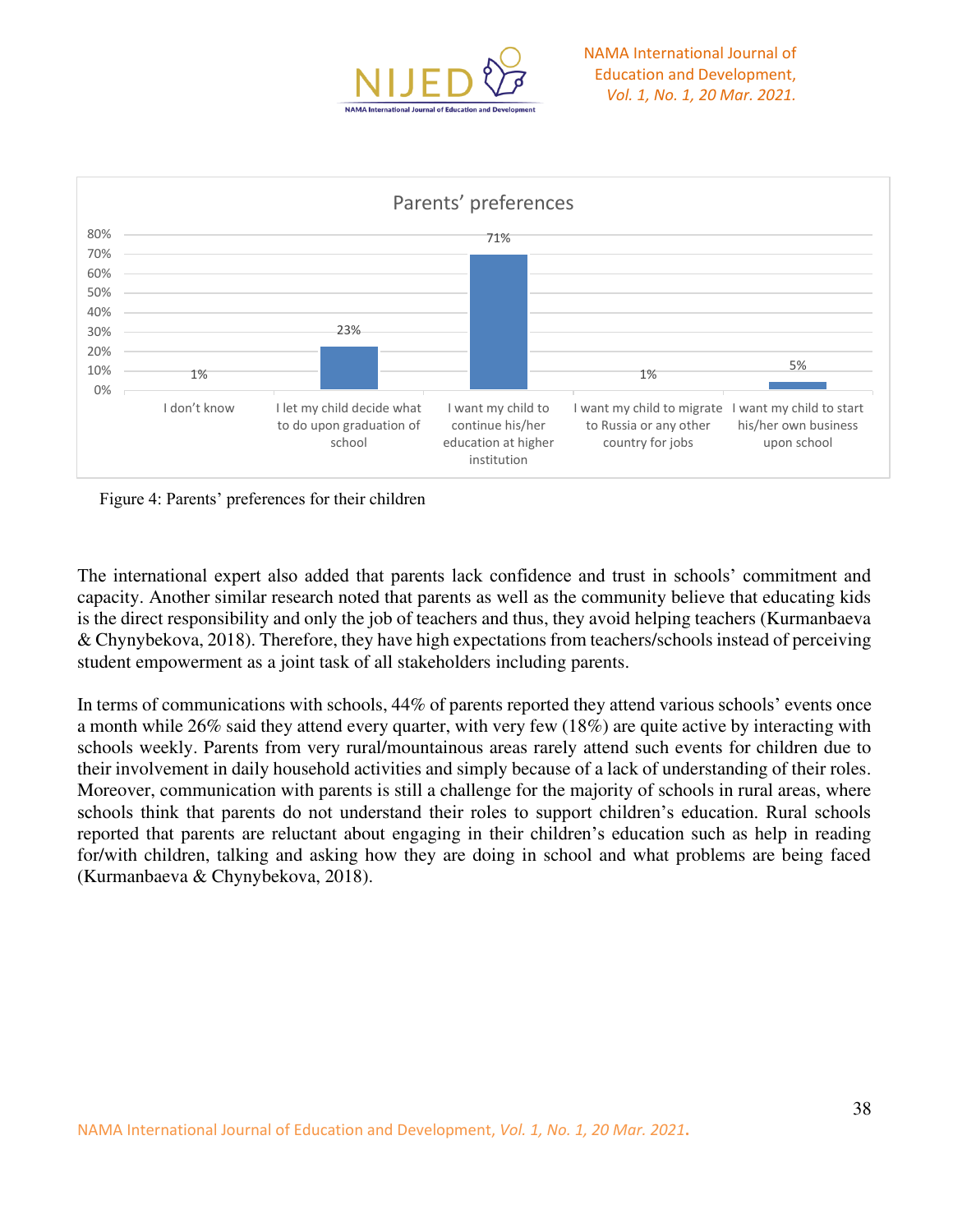Parents' preferences

| Preference | Percentage |
|---|---|
| I don't know | 1% |
| I let my child decide what to do upon graduation of school | 23% |
| I want my child to continue his/her education at higher institution | 71% |
| I want my child to migrate to Russia or any other country for jobs | 1% |
| I want my child to start his/her own business upon school | 5% |

Figure 4: Parents' preferences for their children

The international expert also added that parents lack confidence and trust in schools' commitment and capacity. Another similar research noted that parents as well as the community believe that educating kids is the direct responsibility and only the job of teachers and thus, they avoid helping teachers (Kurmanbaeva & Chynybekova, 2018). Therefore, they have high expectations from teachers/schools instead of perceiving student empowerment as a joint task of all stakeholders including parents.

In terms of communications with schools, 44% of parents reported they attend various schools' events once a month while 26% said they attend every quarter, with very few (18%) are quite active by interacting with schools weekly. Parents from very rural/mountainous areas rarely attend such events for children due to their involvement in daily household activities and simply because of a lack of understanding of their roles. Moreover, communication with parents is still a challenge for the majority of schools in rural areas, where schools think that parents do not understand their roles to support children's education. Rural schools reported that parents are reluctant about engaging in their children's education such as help in reading for/with children, talking and asking how they are doing in school and what problems are being faced (Kurmanbaeva & Chynybekova, 2018).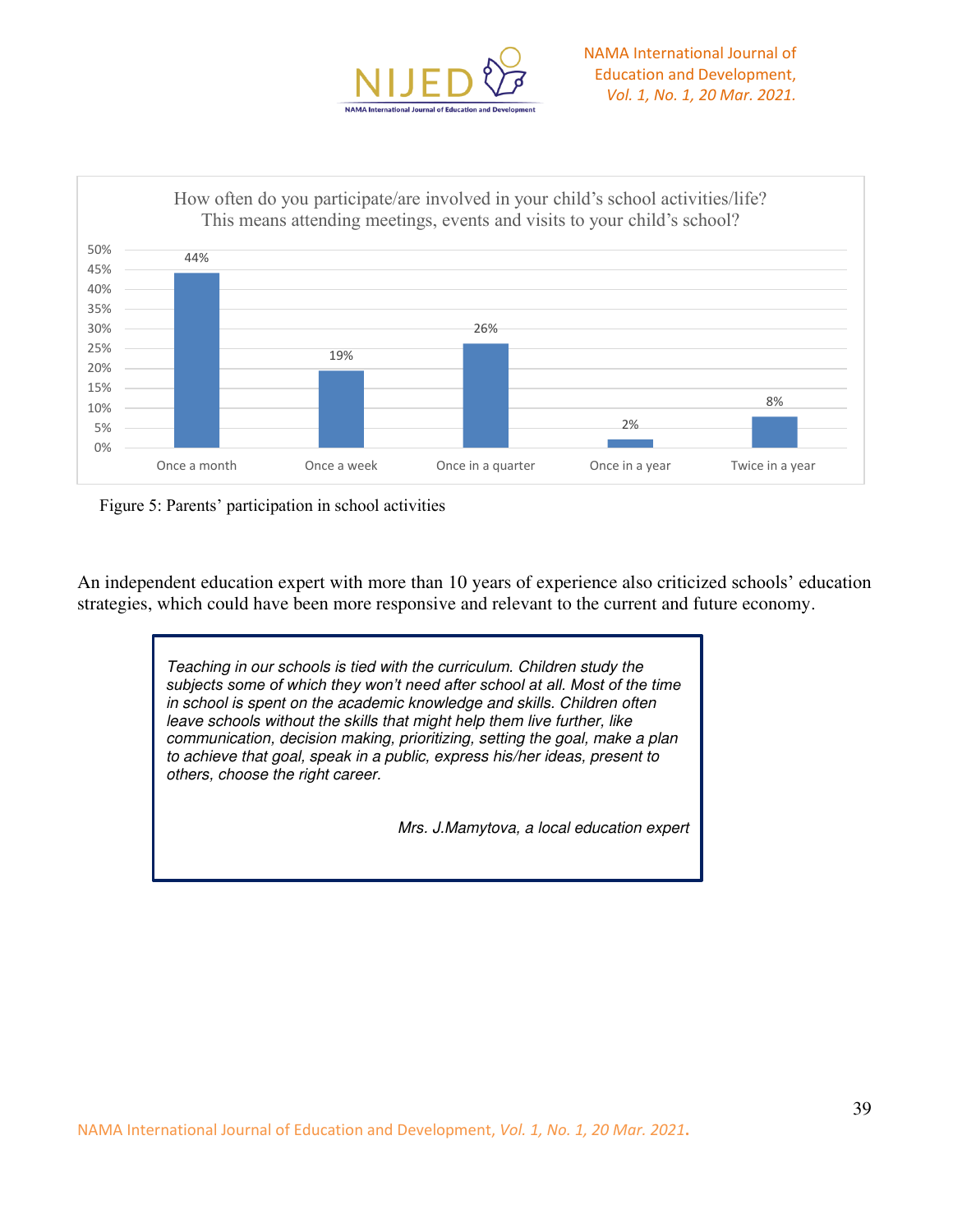How often do you participate/are involved in your child's school activities/life? This means attending meetings, events and visits to your child's school?

| Once a month | Once a week | Once in a quarter | Once in a year | Twice in a year |
|---|---|---|---|---|
| 44% | 19% | 26% | 2% | 8% |

Figure 5: Parents' participation in school activities

An independent education expert with more than 10 years of experience also criticized schools' education strategies, which could have been more responsive and relevant to the current and future economy.

> *Teaching in our schools is tied with the curriculum. Children study the subjects some of which they won't need after school at all. Most of the time in school is spent on the academic knowledge and skills. Children often leave schools without the skills that might help them live further, like communication, decision making, prioritizing, setting the goal, make a plan to achieve that goal, speak in a public, express his/her ideas, present to others, choose the right career.*
>
> *Mrs. J.Mamytova, a local education expert*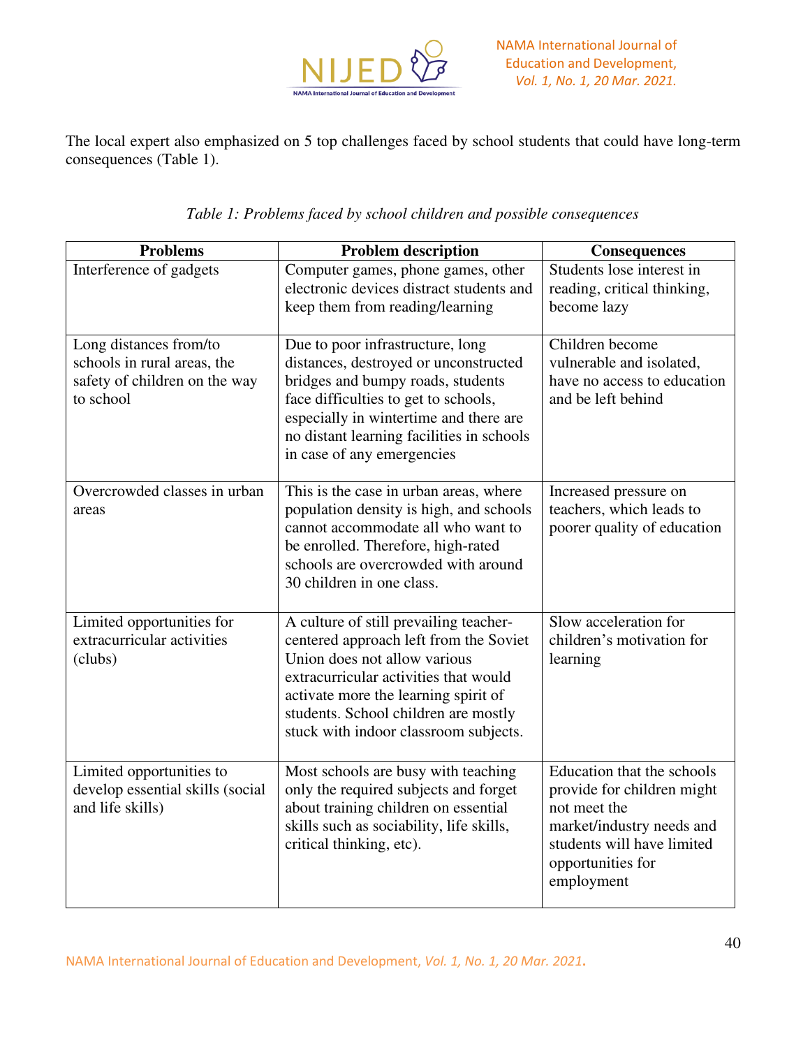The local expert also emphasized on 5 top challenges faced by school students that could have long-term consequences (Table 1).

*Table 1: Problems faced by school children and possible consequences*

| Problems | Problem description | Consequences |
|---|---|---|
| Interference of gadgets | Computer games, phone games, other electronic devices distract students and keep them from reading/learning | Students lose interest in reading, critical thinking, become lazy |
| Long distances from/to schools in rural areas, the safety of children on the way to school | Due to poor infrastructure, long distances, destroyed or unconstructed bridges and bumpy roads, students face difficulties to get to schools, especially in wintertime and there are no distant learning facilities in schools in case of any emergencies | Children become vulnerable and isolated, have no access to education and be left behind |
| Overcrowded classes in urban areas | This is the case in urban areas, where population density is high, and schools cannot accommodate all who want to be enrolled. Therefore, high-rated schools are overcrowded with around 30 children in one class. | Increased pressure on teachers, which leads to poorer quality of education |
| Limited opportunities for extracurricular activities (clubs) | A culture of still prevailing teacher-centered approach left from the Soviet Union does not allow various extracurricular activities that would activate more the learning spirit of students. School children are mostly stuck with indoor classroom subjects. | Slow acceleration for children's motivation for learning |
| Limited opportunities to develop essential skills (social and life skills) | Most schools are busy with teaching only the required subjects and forget about training children on essential skills such as sociability, life skills, critical thinking, etc). | Education that the schools provide for children might not meet the market/industry needs and students will have limited opportunities for employment |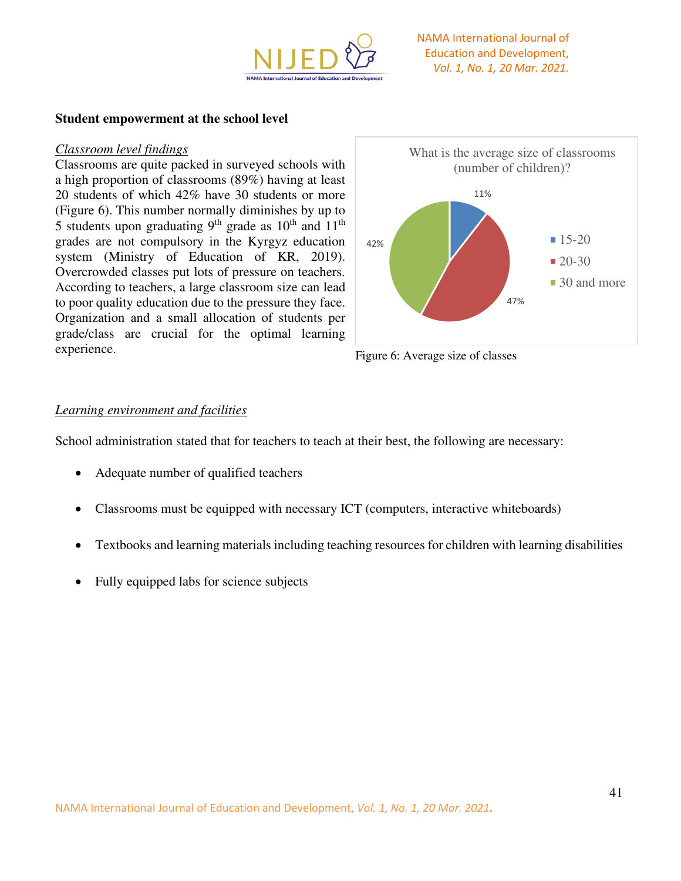**Student empowerment at the school level**

*Classroom level findings*

Classrooms are quite packed in surveyed schools with a high proportion of classrooms (89%) having at least 20 students of which 42% have 30 students or more (Figure 6). This number normally diminishes by up to 5 students upon graduating 9th grade as 10th and 11th grades are not compulsory in the Kyrgyz education system (Ministry of Education of KR, 2019). Overcrowded classes put lots of pressure on teachers. According to teachers, a large classroom size can lead to poor quality education due to the pressure they face. Organization and a small allocation of students per grade/class are crucial for the optimal learning experience.

What is the average size of classrooms (number of children)?

| Class size | Share |
| --- | --- |
| 15-20 | 11% |
| 20-30 | 47% |
| 30 and more | 42% |

Figure 6: Average size of classes

*Learning environment and facilities*

School administration stated that for teachers to teach at their best, the following are necessary:

- Adequate number of qualified teachers
- Classrooms must be equipped with necessary ICT (computers, interactive whiteboards)
- Textbooks and learning materials including teaching resources for children with learning disabilities
- Fully equipped labs for science subjects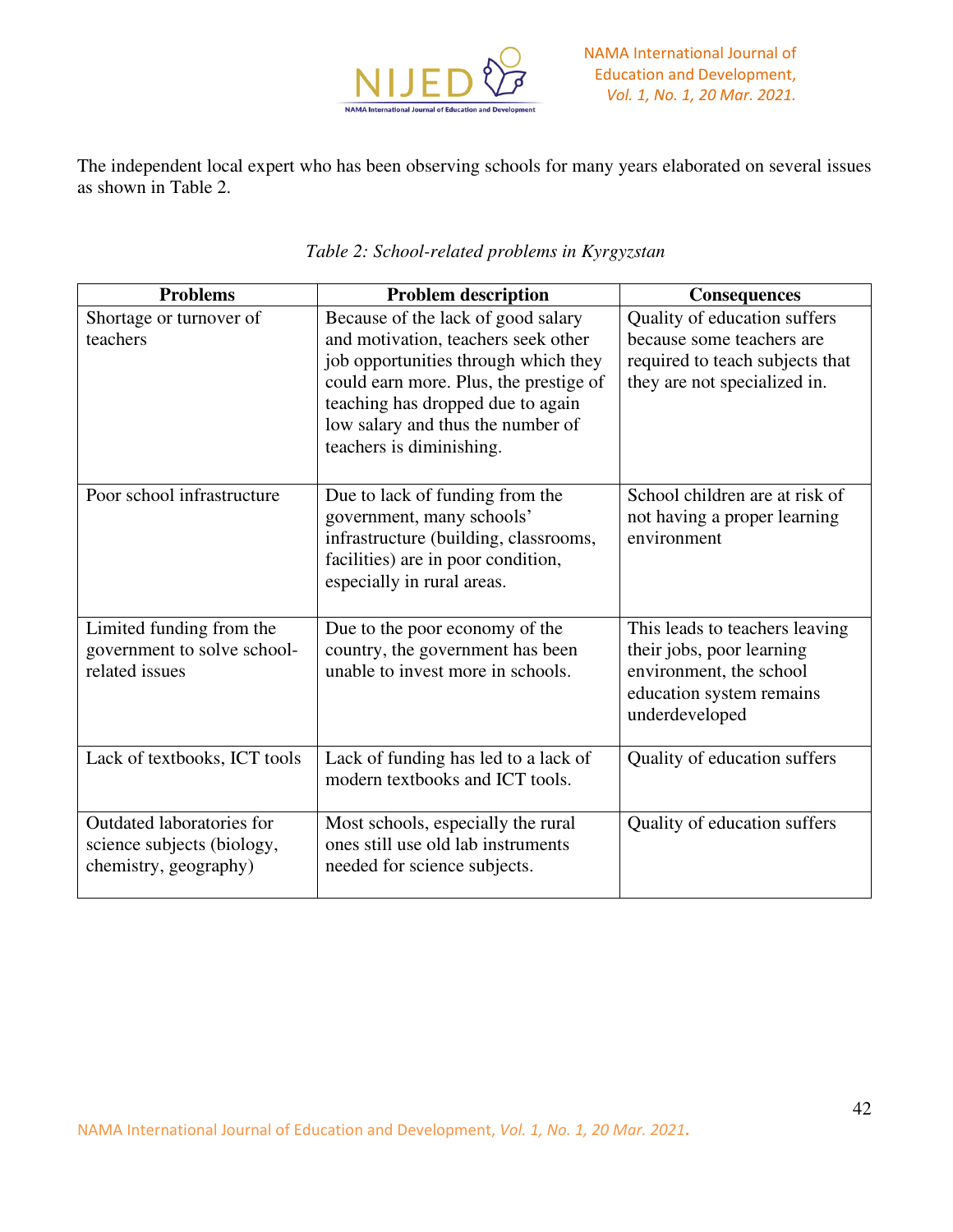The independent local expert who has been observing schools for many years elaborated on several issues as shown in Table 2.

*Table 2: School-related problems in Kyrgyzstan*

| Problems | Problem description | Consequences |
|---|---|---|
| Shortage or turnover of teachers | Because of the lack of good salary and motivation, teachers seek other job opportunities through which they could earn more. Plus, the prestige of teaching has dropped due to again low salary and thus the number of teachers is diminishing. | Quality of education suffers because some teachers are required to teach subjects that they are not specialized in. |
| Poor school infrastructure | Due to lack of funding from the government, many schools' infrastructure (building, classrooms, facilities) are in poor condition, especially in rural areas. | School children are at risk of not having a proper learning environment |
| Limited funding from the government to solve school-related issues | Due to the poor economy of the country, the government has been unable to invest more in schools. | This leads to teachers leaving their jobs, poor learning environment, the school education system remains underdeveloped |
| Lack of textbooks, ICT tools | Lack of funding has led to a lack of modern textbooks and ICT tools. | Quality of education suffers |
| Outdated laboratories for science subjects (biology, chemistry, geography) | Most schools, especially the rural ones still use old lab instruments needed for science subjects. | Quality of education suffers |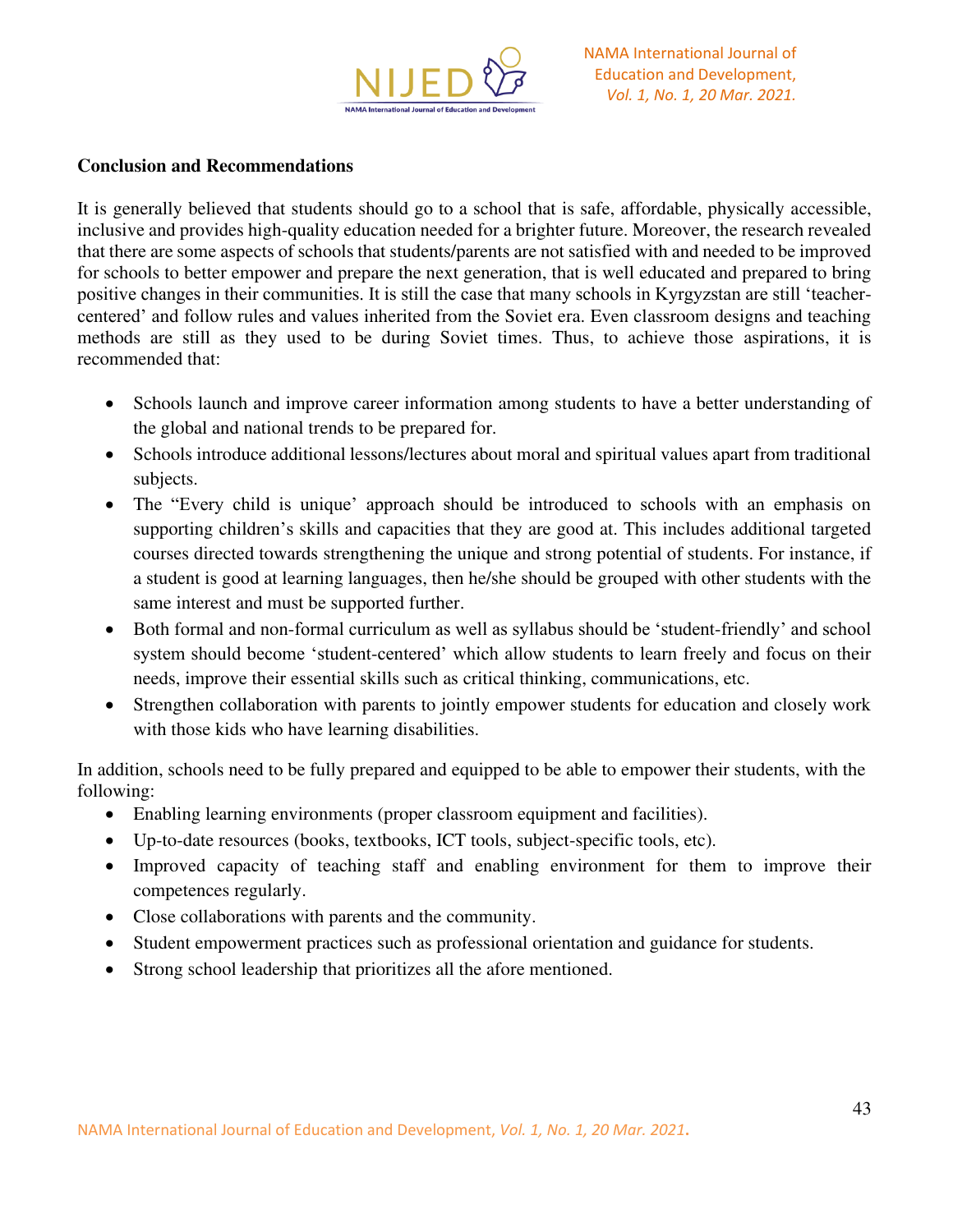## Conclusion and Recommendations

It is generally believed that students should go to a school that is safe, affordable, physically accessible, inclusive and provides high-quality education needed for a brighter future. Moreover, the research revealed that there are some aspects of schools that students/parents are not satisfied with and needed to be improved for schools to better empower and prepare the next generation, that is well educated and prepared to bring positive changes in their communities. It is still the case that many schools in Kyrgyzstan are still 'teacher-centered' and follow rules and values inherited from the Soviet era. Even classroom designs and teaching methods are still as they used to be during Soviet times. Thus, to achieve those aspirations, it is recommended that:

- Schools launch and improve career information among students to have a better understanding of the global and national trends to be prepared for.
- Schools introduce additional lessons/lectures about moral and spiritual values apart from traditional subjects.
- The "Every child is unique' approach should be introduced to schools with an emphasis on supporting children's skills and capacities that they are good at. This includes additional targeted courses directed towards strengthening the unique and strong potential of students. For instance, if a student is good at learning languages, then he/she should be grouped with other students with the same interest and must be supported further.
- Both formal and non-formal curriculum as well as syllabus should be 'student-friendly' and school system should become 'student-centered' which allow students to learn freely and focus on their needs, improve their essential skills such as critical thinking, communications, etc.
- Strengthen collaboration with parents to jointly empower students for education and closely work with those kids who have learning disabilities.

In addition, schools need to be fully prepared and equipped to be able to empower their students, with the following:

- Enabling learning environments (proper classroom equipment and facilities).
- Up-to-date resources (books, textbooks, ICT tools, subject-specific tools, etc).
- Improved capacity of teaching staff and enabling environment for them to improve their competences regularly.
- Close collaborations with parents and the community.
- Student empowerment practices such as professional orientation and guidance for students.
- Strong school leadership that prioritizes all the afore mentioned.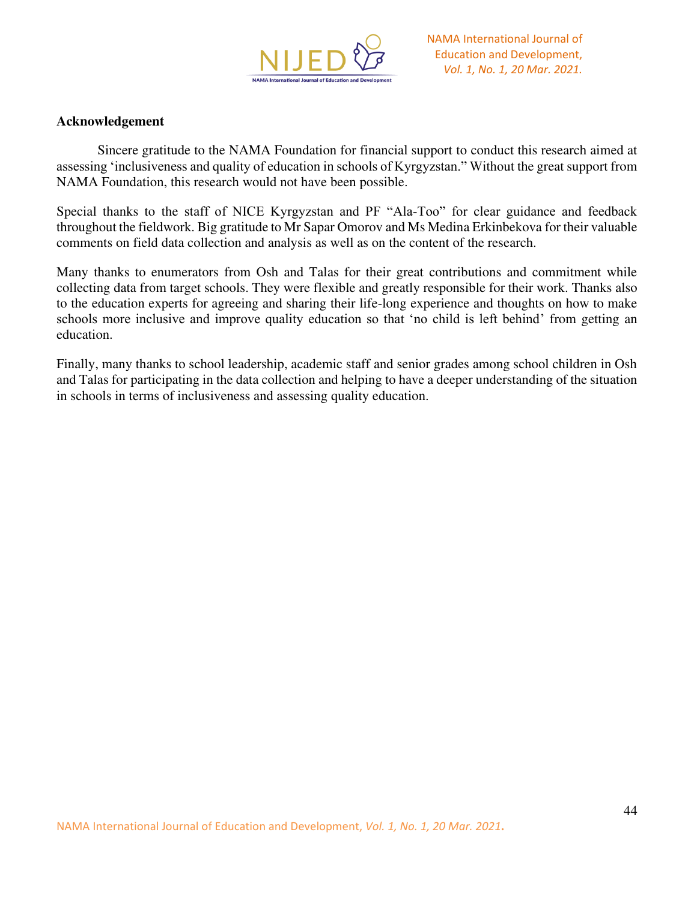## Acknowledgement

Sincere gratitude to the NAMA Foundation for financial support to conduct this research aimed at assessing 'inclusiveness and quality of education in schools of Kyrgyzstan." Without the great support from NAMA Foundation, this research would not have been possible.

Special thanks to the staff of NICE Kyrgyzstan and PF "Ala-Too" for clear guidance and feedback throughout the fieldwork. Big gratitude to Mr Sapar Omorov and Ms Medina Erkinbekova for their valuable comments on field data collection and analysis as well as on the content of the research.

Many thanks to enumerators from Osh and Talas for their great contributions and commitment while collecting data from target schools. They were flexible and greatly responsible for their work. Thanks also to the education experts for agreeing and sharing their life-long experience and thoughts on how to make schools more inclusive and improve quality education so that 'no child is left behind' from getting an education.

Finally, many thanks to school leadership, academic staff and senior grades among school children in Osh and Talas for participating in the data collection and helping to have a deeper understanding of the situation in schools in terms of inclusiveness and assessing quality education.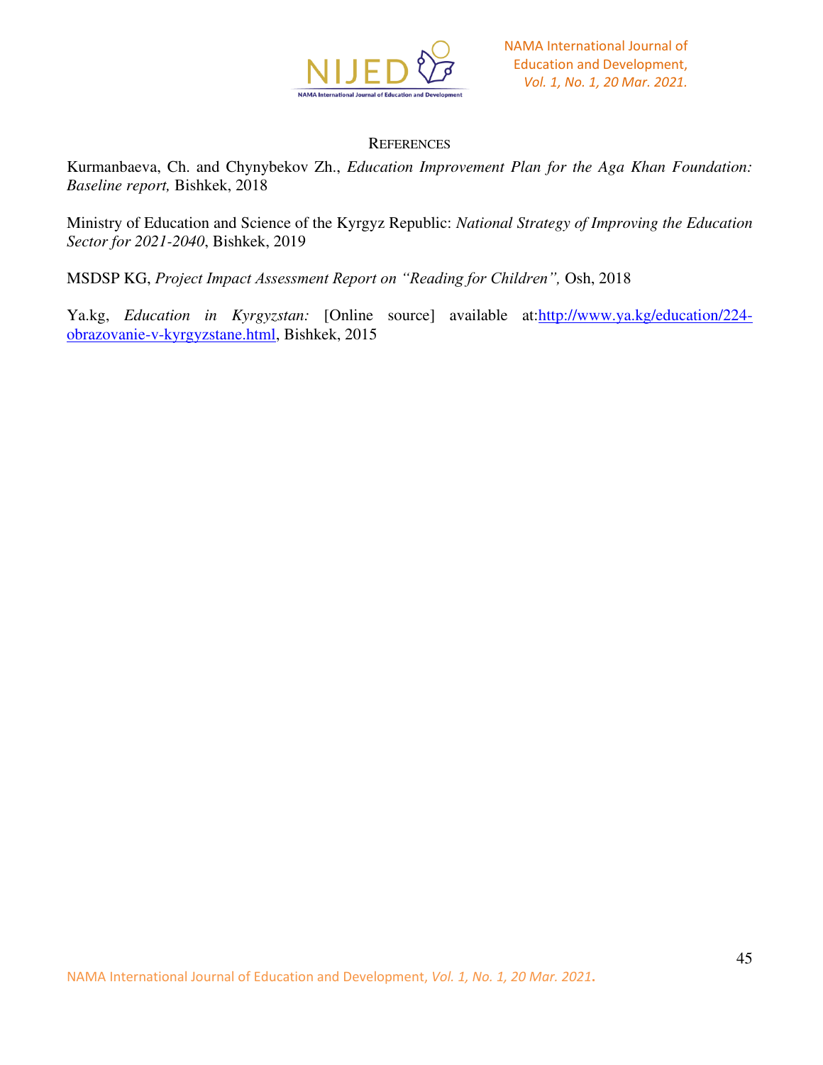## References

Kurmanbaeva, Ch. and Chynybekov Zh., *Education Improvement Plan for the Aga Khan Foundation: Baseline report,* Bishkek, 2018

Ministry of Education and Science of the Kyrgyz Republic: *National Strategy of Improving the Education Sector for 2021-2040*, Bishkek, 2019

MSDSP KG, *Project Impact Assessment Report on "Reading for Children",* Osh, 2018

Ya.kg, *Education in Kyrgyzstan:* [Online source] available at:http://www.ya.kg/education/224-obrazovanie-v-kyrgyzstane.html, Bishkek, 2015